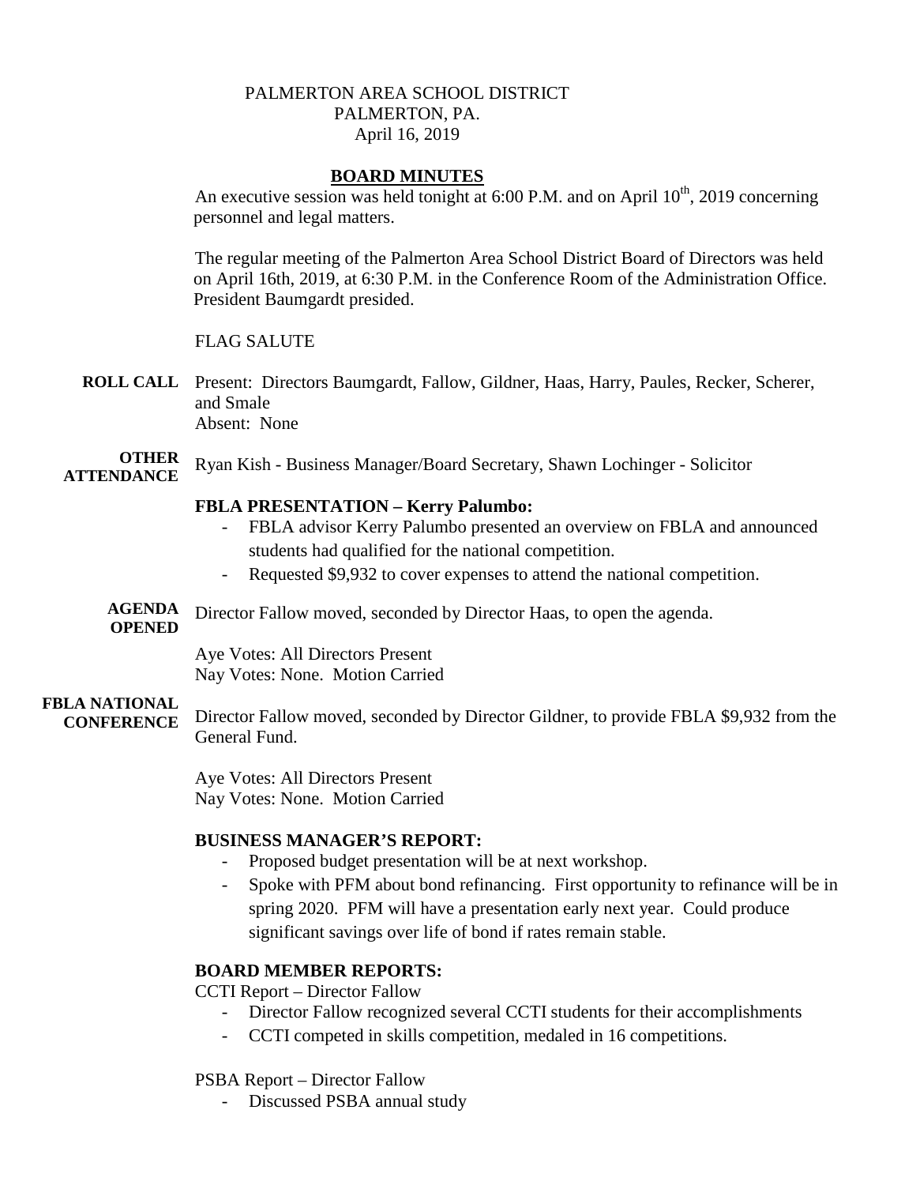PALMERTON AREA SCHOOL DISTRICT
PALMERTON, PA.
April 16, 2019

# BOARD MINUTES

An executive session was held tonight at 6:00 P.M. and on April 10th, 2019 concerning personnel and legal matters.

The regular meeting of the Palmerton Area School District Board of Directors was held on April 16th, 2019, at 6:30 P.M. in the Conference Room of the Administration Office. President Baumgardt presided.

FLAG SALUTE

**ROLL CALL** Present: Directors Baumgardt, Fallow, Gildner, Haas, Harry, Paules, Recker, Scherer, and Smale
Absent: None

**OTHER ATTENDANCE** Ryan Kish - Business Manager/Board Secretary, Shawn Lochinger - Solicitor

**FBLA PRESENTATION – Kerry Palumbo:**

- FBLA advisor Kerry Palumbo presented an overview on FBLA and announced students had qualified for the national competition.
- Requested $9,932 to cover expenses to attend the national competition.

**AGENDA OPENED** Director Fallow moved, seconded by Director Haas, to open the agenda.

Aye Votes: All Directors Present
Nay Votes: None. Motion Carried

**FBLA NATIONAL CONFERENCE** Director Fallow moved, seconded by Director Gildner, to provide FBLA $9,932 from the General Fund.

Aye Votes: All Directors Present
Nay Votes: None. Motion Carried

**BUSINESS MANAGER'S REPORT:**

- Proposed budget presentation will be at next workshop.
- Spoke with PFM about bond refinancing. First opportunity to refinance will be in spring 2020. PFM will have a presentation early next year. Could produce significant savings over life of bond if rates remain stable.

**BOARD MEMBER REPORTS:**

CCTI Report – Director Fallow

- Director Fallow recognized several CCTI students for their accomplishments
- CCTI competed in skills competition, medaled in 16 competitions.

PSBA Report – Director Fallow

- Discussed PSBA annual study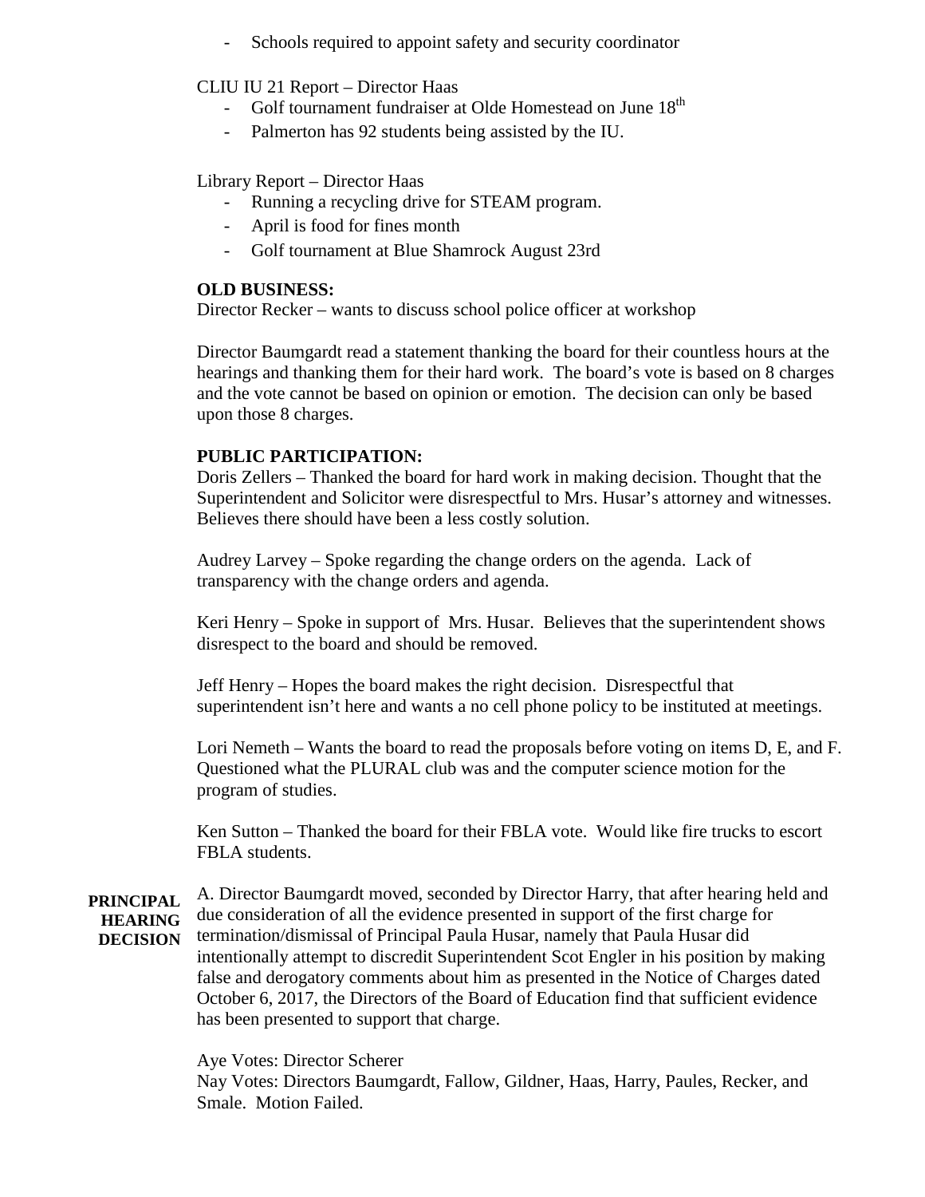- Schools required to appoint safety and security coordinator

CLIU IU 21 Report – Director Haas

- Golf tournament fundraiser at Olde Homestead on June 18th
- Palmerton has 92 students being assisted by the IU.

Library Report – Director Haas

- Running a recycling drive for STEAM program.
- April is food for fines month
- Golf tournament at Blue Shamrock August 23rd

**OLD BUSINESS:**

Director Recker – wants to discuss school police officer at workshop

Director Baumgardt read a statement thanking the board for their countless hours at the hearings and thanking them for their hard work. The board's vote is based on 8 charges and the vote cannot be based on opinion or emotion. The decision can only be based upon those 8 charges.

**PUBLIC PARTICIPATION:**

Doris Zellers – Thanked the board for hard work in making decision. Thought that the Superintendent and Solicitor were disrespectful to Mrs. Husar's attorney and witnesses. Believes there should have been a less costly solution.

Audrey Larvey – Spoke regarding the change orders on the agenda. Lack of transparency with the change orders and agenda.

Keri Henry – Spoke in support of Mrs. Husar. Believes that the superintendent shows disrespect to the board and should be removed.

Jeff Henry – Hopes the board makes the right decision. Disrespectful that superintendent isn't here and wants a no cell phone policy to be instituted at meetings.

Lori Nemeth – Wants the board to read the proposals before voting on items D, E, and F. Questioned what the PLURAL club was and the computer science motion for the program of studies.

Ken Sutton – Thanked the board for their FBLA vote. Would like fire trucks to escort FBLA students.

**PRINCIPAL HEARING DECISION**

A. Director Baumgardt moved, seconded by Director Harry, that after hearing held and due consideration of all the evidence presented in support of the first charge for termination/dismissal of Principal Paula Husar, namely that Paula Husar did intentionally attempt to discredit Superintendent Scot Engler in his position by making false and derogatory comments about him as presented in the Notice of Charges dated October 6, 2017, the Directors of the Board of Education find that sufficient evidence has been presented to support that charge.

Aye Votes: Director Scherer
Nay Votes: Directors Baumgardt, Fallow, Gildner, Haas, Harry, Paules, Recker, and Smale. Motion Failed.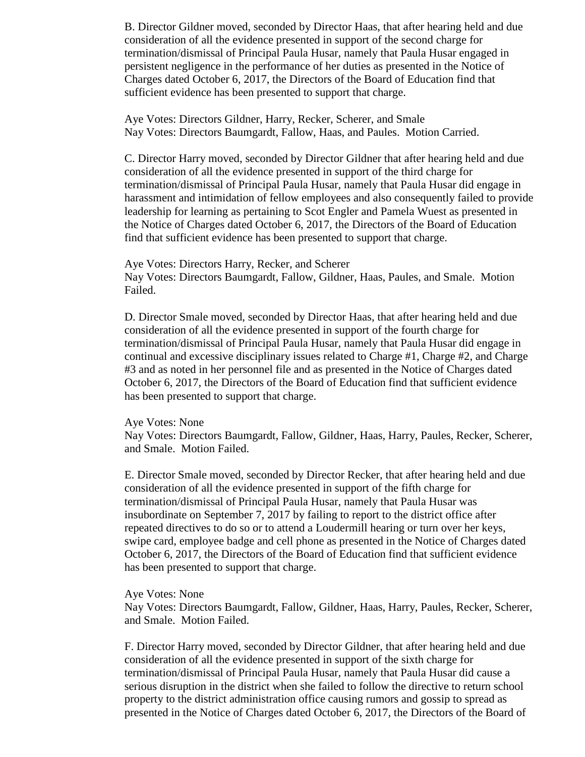B. Director Gildner moved, seconded by Director Haas, that after hearing held and due consideration of all the evidence presented in support of the second charge for termination/dismissal of Principal Paula Husar, namely that Paula Husar engaged in persistent negligence in the performance of her duties as presented in the Notice of Charges dated October 6, 2017, the Directors of the Board of Education find that sufficient evidence has been presented to support that charge.

Aye Votes: Directors Gildner, Harry, Recker, Scherer, and Smale
Nay Votes: Directors Baumgardt, Fallow, Haas, and Paules. Motion Carried.

C. Director Harry moved, seconded by Director Gildner that after hearing held and due consideration of all the evidence presented in support of the third charge for termination/dismissal of Principal Paula Husar, namely that Paula Husar did engage in harassment and intimidation of fellow employees and also consequently failed to provide leadership for learning as pertaining to Scot Engler and Pamela Wuest as presented in the Notice of Charges dated October 6, 2017, the Directors of the Board of Education find that sufficient evidence has been presented to support that charge.

Aye Votes: Directors Harry, Recker, and Scherer
Nay Votes: Directors Baumgardt, Fallow, Gildner, Haas, Paules, and Smale. Motion Failed.

D. Director Smale moved, seconded by Director Haas, that after hearing held and due consideration of all the evidence presented in support of the fourth charge for termination/dismissal of Principal Paula Husar, namely that Paula Husar did engage in continual and excessive disciplinary issues related to Charge #1, Charge #2, and Charge #3 and as noted in her personnel file and as presented in the Notice of Charges dated October 6, 2017, the Directors of the Board of Education find that sufficient evidence has been presented to support that charge.

Aye Votes: None
Nay Votes: Directors Baumgardt, Fallow, Gildner, Haas, Harry, Paules, Recker, Scherer, and Smale. Motion Failed.

E. Director Smale moved, seconded by Director Recker, that after hearing held and due consideration of all the evidence presented in support of the fifth charge for termination/dismissal of Principal Paula Husar, namely that Paula Husar was insubordinate on September 7, 2017 by failing to report to the district office after repeated directives to do so or to attend a Loudermill hearing or turn over her keys, swipe card, employee badge and cell phone as presented in the Notice of Charges dated October 6, 2017, the Directors of the Board of Education find that sufficient evidence has been presented to support that charge.

Aye Votes: None
Nay Votes: Directors Baumgardt, Fallow, Gildner, Haas, Harry, Paules, Recker, Scherer, and Smale. Motion Failed.

F. Director Harry moved, seconded by Director Gildner, that after hearing held and due consideration of all the evidence presented in support of the sixth charge for termination/dismissal of Principal Paula Husar, namely that Paula Husar did cause a serious disruption in the district when she failed to follow the directive to return school property to the district administration office causing rumors and gossip to spread as presented in the Notice of Charges dated October 6, 2017, the Directors of the Board of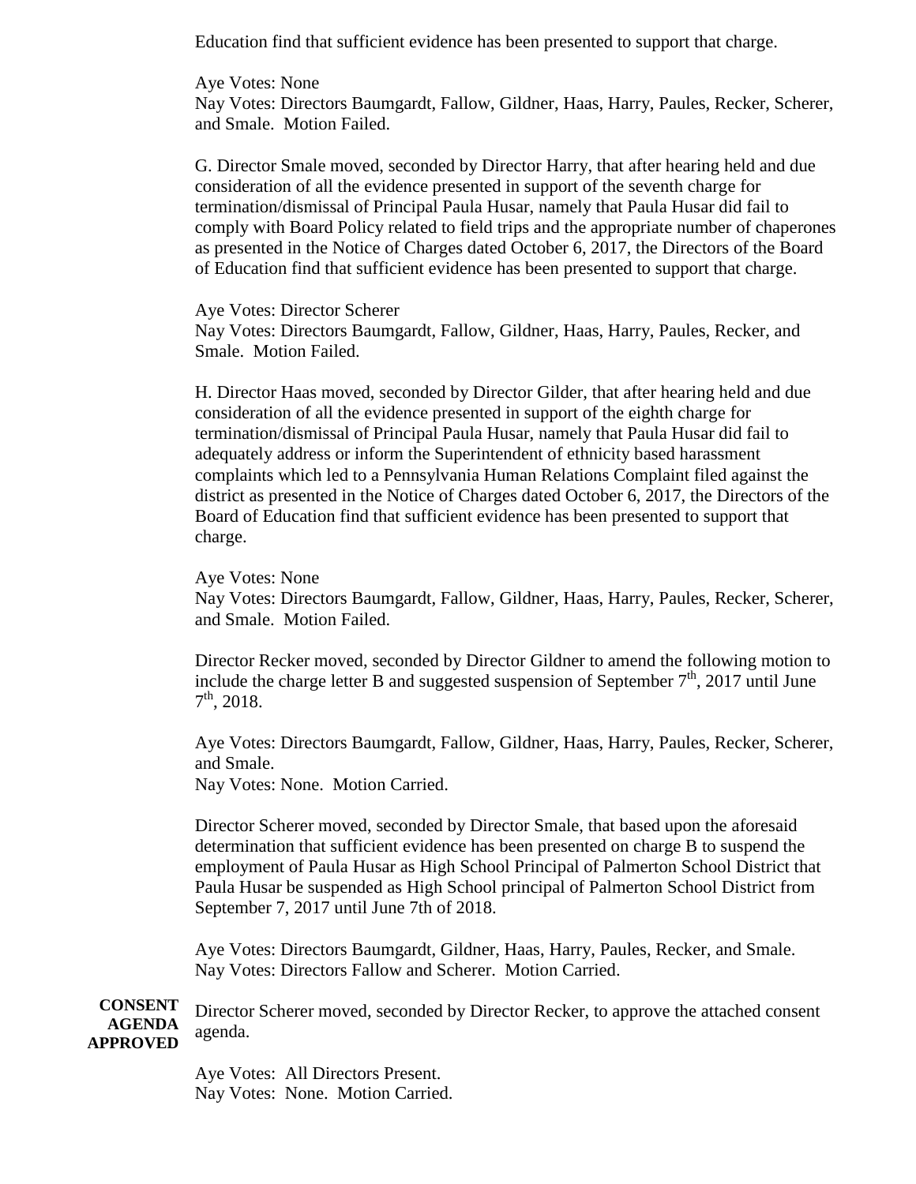Education find that sufficient evidence has been presented to support that charge.

Aye Votes: None
Nay Votes: Directors Baumgardt, Fallow, Gildner, Haas, Harry, Paules, Recker, Scherer, and Smale. Motion Failed.

G. Director Smale moved, seconded by Director Harry, that after hearing held and due consideration of all the evidence presented in support of the seventh charge for termination/dismissal of Principal Paula Husar, namely that Paula Husar did fail to comply with Board Policy related to field trips and the appropriate number of chaperones as presented in the Notice of Charges dated October 6, 2017, the Directors of the Board of Education find that sufficient evidence has been presented to support that charge.

Aye Votes: Director Scherer
Nay Votes: Directors Baumgardt, Fallow, Gildner, Haas, Harry, Paules, Recker, and Smale. Motion Failed.

H. Director Haas moved, seconded by Director Gilder, that after hearing held and due consideration of all the evidence presented in support of the eighth charge for termination/dismissal of Principal Paula Husar, namely that Paula Husar did fail to adequately address or inform the Superintendent of ethnicity based harassment complaints which led to a Pennsylvania Human Relations Complaint filed against the district as presented in the Notice of Charges dated October 6, 2017, the Directors of the Board of Education find that sufficient evidence has been presented to support that charge.

Aye Votes: None
Nay Votes: Directors Baumgardt, Fallow, Gildner, Haas, Harry, Paules, Recker, Scherer, and Smale. Motion Failed.

Director Recker moved, seconded by Director Gildner to amend the following motion to include the charge letter B and suggested suspension of September 7th, 2017 until June 7th, 2018.

Aye Votes: Directors Baumgardt, Fallow, Gildner, Haas, Harry, Paules, Recker, Scherer, and Smale.
Nay Votes: None. Motion Carried.

Director Scherer moved, seconded by Director Smale, that based upon the aforesaid determination that sufficient evidence has been presented on charge B to suspend the employment of Paula Husar as High School Principal of Palmerton School District that Paula Husar be suspended as High School principal of Palmerton School District from September 7, 2017 until June 7th of 2018.

Aye Votes: Directors Baumgardt, Gildner, Haas, Harry, Paules, Recker, and Smale.
Nay Votes: Directors Fallow and Scherer. Motion Carried.

**CONSENT AGENDA APPROVED**

Director Scherer moved, seconded by Director Recker, to approve the attached consent agenda.

Aye Votes: All Directors Present.
Nay Votes: None. Motion Carried.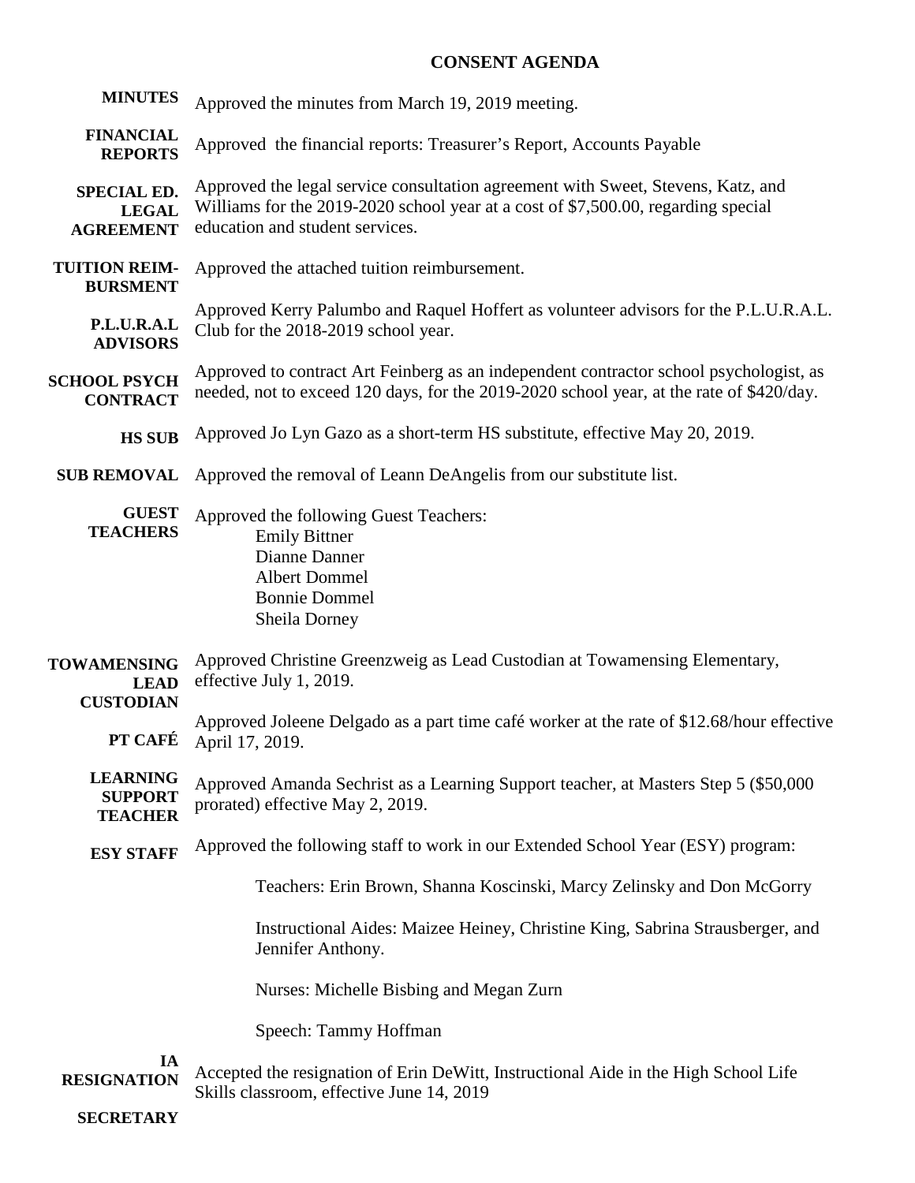## CONSENT AGENDA

**MINUTES** Approved the minutes from March 19, 2019 meeting.

**FINANCIAL REPORTS** Approved the financial reports: Treasurer's Report, Accounts Payable

**SPECIAL ED. LEGAL AGREEMENT** Approved the legal service consultation agreement with Sweet, Stevens, Katz, and Williams for the 2019-2020 school year at a cost of $7,500.00, regarding special education and student services.

**TUITION REIM-BURSMENT** Approved the attached tuition reimbursement.

**P.L.U.R.A.L ADVISORS** Approved Kerry Palumbo and Raquel Hoffert as volunteer advisors for the P.L.U.R.A.L. Club for the 2018-2019 school year.

**SCHOOL PSYCH CONTRACT** Approved to contract Art Feinberg as an independent contractor school psychologist, as needed, not to exceed 120 days, for the 2019-2020 school year, at the rate of $420/day.

**HS SUB** Approved Jo Lyn Gazo as a short-term HS substitute, effective May 20, 2019.

**SUB REMOVAL** Approved the removal of Leann DeAngelis from our substitute list.

**GUEST TEACHERS** Approved the following Guest Teachers:

- Emily Bittner
- Dianne Danner
- Albert Dommel
- Bonnie Dommel
- Sheila Dorney

**TOWAMENSING LEAD CUSTODIAN** Approved Christine Greenzweig as Lead Custodian at Towamensing Elementary, effective July 1, 2019.

**PT CAFÉ** Approved Joleene Delgado as a part time café worker at the rate of $12.68/hour effective April 17, 2019.

**LEARNING SUPPORT TEACHER** Approved Amanda Sechrist as a Learning Support teacher, at Masters Step 5 ($50,000 prorated) effective May 2, 2019.

**ESY STAFF** Approved the following staff to work in our Extended School Year (ESY) program:

Teachers: Erin Brown, Shanna Koscinski, Marcy Zelinsky and Don McGorry

Instructional Aides: Maizee Heiney, Christine King, Sabrina Strausberger, and Jennifer Anthony.

Nurses: Michelle Bisbing and Megan Zurn

Speech: Tammy Hoffman

**IA RESIGNATION** Accepted the resignation of Erin DeWitt, Instructional Aide in the High School Life Skills classroom, effective June 14, 2019

**SECRETARY**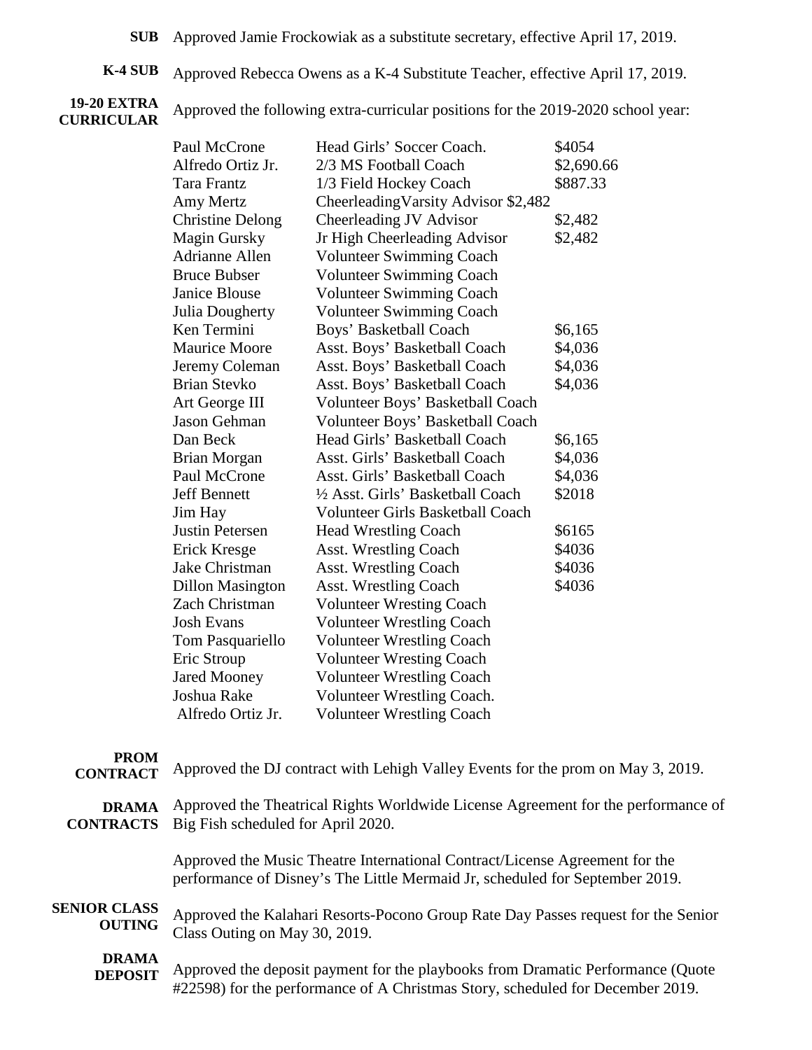**SUB** Approved Jamie Frockowiak as a substitute secretary, effective April 17, 2019.

**K-4 SUB** Approved Rebecca Owens as a K-4 Substitute Teacher, effective April 17, 2019.

**19-20 EXTRA CURRICULAR** Approved the following extra-curricular positions for the 2019-2020 school year:

| | | |
|---|---|---|
| Paul McCrone | Head Girls' Soccer Coach. | $4054 |
| Alfredo Ortiz Jr. | 2/3 MS Football Coach | $2,690.66 |
| Tara Frantz | 1/3 Field Hockey Coach | $887.33 |
| Amy Mertz | CheerleadingVarsity Advisor $2,482 | |
| Christine Delong | Cheerleading JV Advisor | $2,482 |
| Magin Gursky | Jr High Cheerleading Advisor | $2,482 |
| Adrianne Allen | Volunteer Swimming Coach | |
| Bruce Bubser | Volunteer Swimming Coach | |
| Janice Blouse | Volunteer Swimming Coach | |
| Julia Dougherty | Volunteer Swimming Coach | |
| Ken Termini | Boys' Basketball Coach | $6,165 |
| Maurice Moore | Asst. Boys' Basketball Coach | $4,036 |
| Jeremy Coleman | Asst. Boys' Basketball Coach | $4,036 |
| Brian Stevko | Asst. Boys' Basketball Coach | $4,036 |
| Art George III | Volunteer Boys' Basketball Coach | |
| Jason Gehman | Volunteer Boys' Basketball Coach | |
| Dan Beck | Head Girls' Basketball Coach | $6,165 |
| Brian Morgan | Asst. Girls' Basketball Coach | $4,036 |
| Paul McCrone | Asst. Girls' Basketball Coach | $4,036 |
| Jeff Bennett | ½ Asst. Girls' Basketball Coach | $2018 |
| Jim Hay | Volunteer Girls Basketball Coach | |
| Justin Petersen | Head Wrestling Coach | $6165 |
| Erick Kresge | Asst. Wrestling Coach | $4036 |
| Jake Christman | Asst. Wrestling Coach | $4036 |
| Dillon Masington | Asst. Wrestling Coach | $4036 |
| Zach Christman | Volunteer Wresting Coach | |
| Josh Evans | Volunteer Wrestling Coach | |
| Tom Pasquariello | Volunteer Wrestling Coach | |
| Eric Stroup | Volunteer Wresting Coach | |
| Jared Mooney | Volunteer Wrestling Coach | |
| Joshua Rake | Volunteer Wrestling Coach. | |
| Alfredo Ortiz Jr. | Volunteer Wrestling Coach | |

**PROM CONTRACT** Approved the DJ contract with Lehigh Valley Events for the prom on May 3, 2019.

**DRAMA CONTRACTS** Approved the Theatrical Rights Worldwide License Agreement for the performance of Big Fish scheduled for April 2020.

Approved the Music Theatre International Contract/License Agreement for the performance of Disney's The Little Mermaid Jr, scheduled for September 2019.

**SENIOR CLASS OUTING** Approved the Kalahari Resorts-Pocono Group Rate Day Passes request for the Senior Class Outing on May 30, 2019.

**DRAMA DEPOSIT** Approved the deposit payment for the playbooks from Dramatic Performance (Quote #22598) for the performance of A Christmas Story, scheduled for December 2019.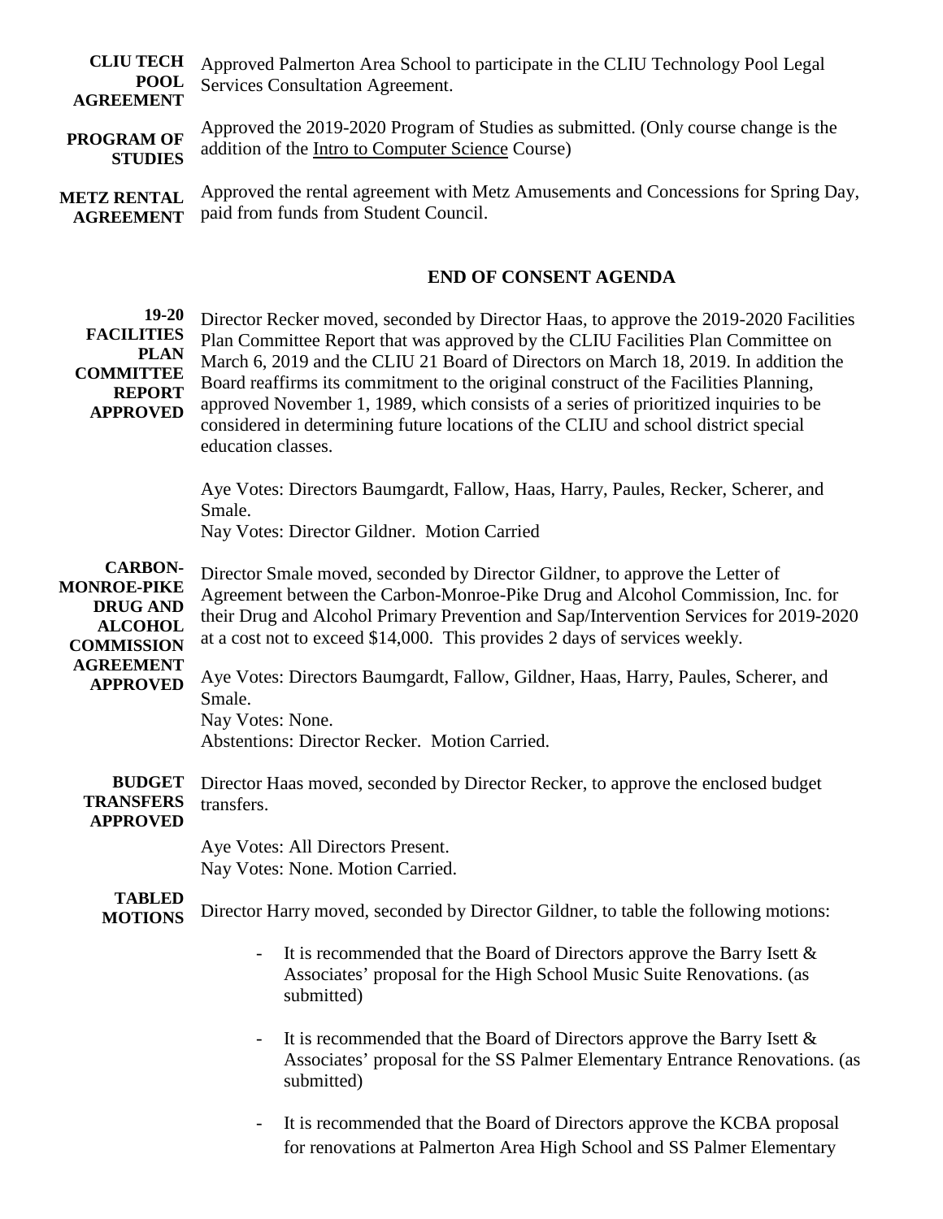**CLIU TECH POOL AGREEMENT** Approved Palmerton Area School to participate in the CLIU Technology Pool Legal Services Consultation Agreement.

**PROGRAM OF STUDIES** Approved the 2019-2020 Program of Studies as submitted. (Only course change is the addition of the Intro to Computer Science Course)

**METZ RENTAL AGREEMENT** Approved the rental agreement with Metz Amusements and Concessions for Spring Day, paid from funds from Student Council.

## END OF CONSENT AGENDA

**19-20 FACILITIES PLAN COMMITTEE REPORT APPROVED** Director Recker moved, seconded by Director Haas, to approve the 2019-2020 Facilities Plan Committee Report that was approved by the CLIU Facilities Plan Committee on March 6, 2019 and the CLIU 21 Board of Directors on March 18, 2019. In addition the Board reaffirms its commitment to the original construct of the Facilities Planning, approved November 1, 1989, which consists of a series of prioritized inquiries to be considered in determining future locations of the CLIU and school district special education classes.

Aye Votes: Directors Baumgardt, Fallow, Haas, Harry, Paules, Recker, Scherer, and Smale.
Nay Votes: Director Gildner. Motion Carried

**CARBON-MONROE-PIKE DRUG AND ALCOHOL COMMISSION AGREEMENT APPROVED** Director Smale moved, seconded by Director Gildner, to approve the Letter of Agreement between the Carbon-Monroe-Pike Drug and Alcohol Commission, Inc. for their Drug and Alcohol Primary Prevention and Sap/Intervention Services for 2019-2020 at a cost not to exceed $14,000. This provides 2 days of services weekly.

Aye Votes: Directors Baumgardt, Fallow, Gildner, Haas, Harry, Paules, Scherer, and Smale.
Nay Votes: None.
Abstentions: Director Recker. Motion Carried.

**BUDGET TRANSFERS APPROVED** Director Haas moved, seconded by Director Recker, to approve the enclosed budget transfers.

Aye Votes: All Directors Present.
Nay Votes: None. Motion Carried.

**TABLED MOTIONS** Director Harry moved, seconded by Director Gildner, to table the following motions:

- It is recommended that the Board of Directors approve the Barry Isett & Associates' proposal for the High School Music Suite Renovations. (as submitted)

- It is recommended that the Board of Directors approve the Barry Isett & Associates' proposal for the SS Palmer Elementary Entrance Renovations. (as submitted)

- It is recommended that the Board of Directors approve the KCBA proposal for renovations at Palmerton Area High School and SS Palmer Elementary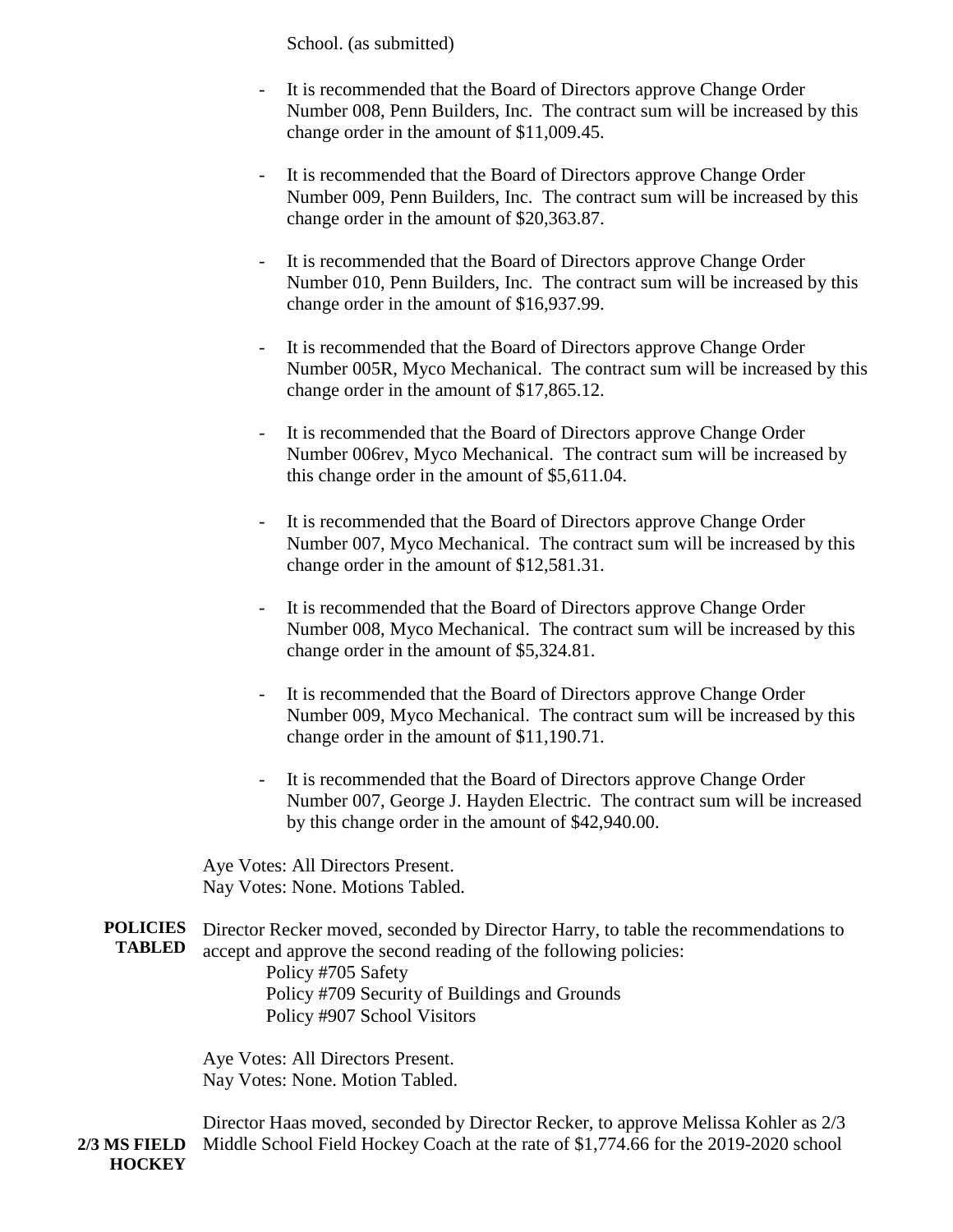School. (as submitted)

- It is recommended that the Board of Directors approve Change Order Number 008, Penn Builders, Inc. The contract sum will be increased by this change order in the amount of $11,009.45.

- It is recommended that the Board of Directors approve Change Order Number 009, Penn Builders, Inc. The contract sum will be increased by this change order in the amount of $20,363.87.

- It is recommended that the Board of Directors approve Change Order Number 010, Penn Builders, Inc. The contract sum will be increased by this change order in the amount of $16,937.99.

- It is recommended that the Board of Directors approve Change Order Number 005R, Myco Mechanical. The contract sum will be increased by this change order in the amount of $17,865.12.

- It is recommended that the Board of Directors approve Change Order Number 006rev, Myco Mechanical. The contract sum will be increased by this change order in the amount of $5,611.04.

- It is recommended that the Board of Directors approve Change Order Number 007, Myco Mechanical. The contract sum will be increased by this change order in the amount of $12,581.31.

- It is recommended that the Board of Directors approve Change Order Number 008, Myco Mechanical. The contract sum will be increased by this change order in the amount of $5,324.81.

- It is recommended that the Board of Directors approve Change Order Number 009, Myco Mechanical. The contract sum will be increased by this change order in the amount of $11,190.71.

- It is recommended that the Board of Directors approve Change Order Number 007, George J. Hayden Electric. The contract sum will be increased by this change order in the amount of $42,940.00.

Aye Votes: All Directors Present.
Nay Votes: None. Motions Tabled.

**POLICIES TABLED**

Director Recker moved, seconded by Director Harry, to table the recommendations to accept and approve the second reading of the following policies:

Policy #705 Safety
Policy #709 Security of Buildings and Grounds
Policy #907 School Visitors

Aye Votes: All Directors Present.
Nay Votes: None. Motion Tabled.

**2/3 MS FIELD HOCKEY**

Director Haas moved, seconded by Director Recker, to approve Melissa Kohler as 2/3 Middle School Field Hockey Coach at the rate of $1,774.66 for the 2019-2020 school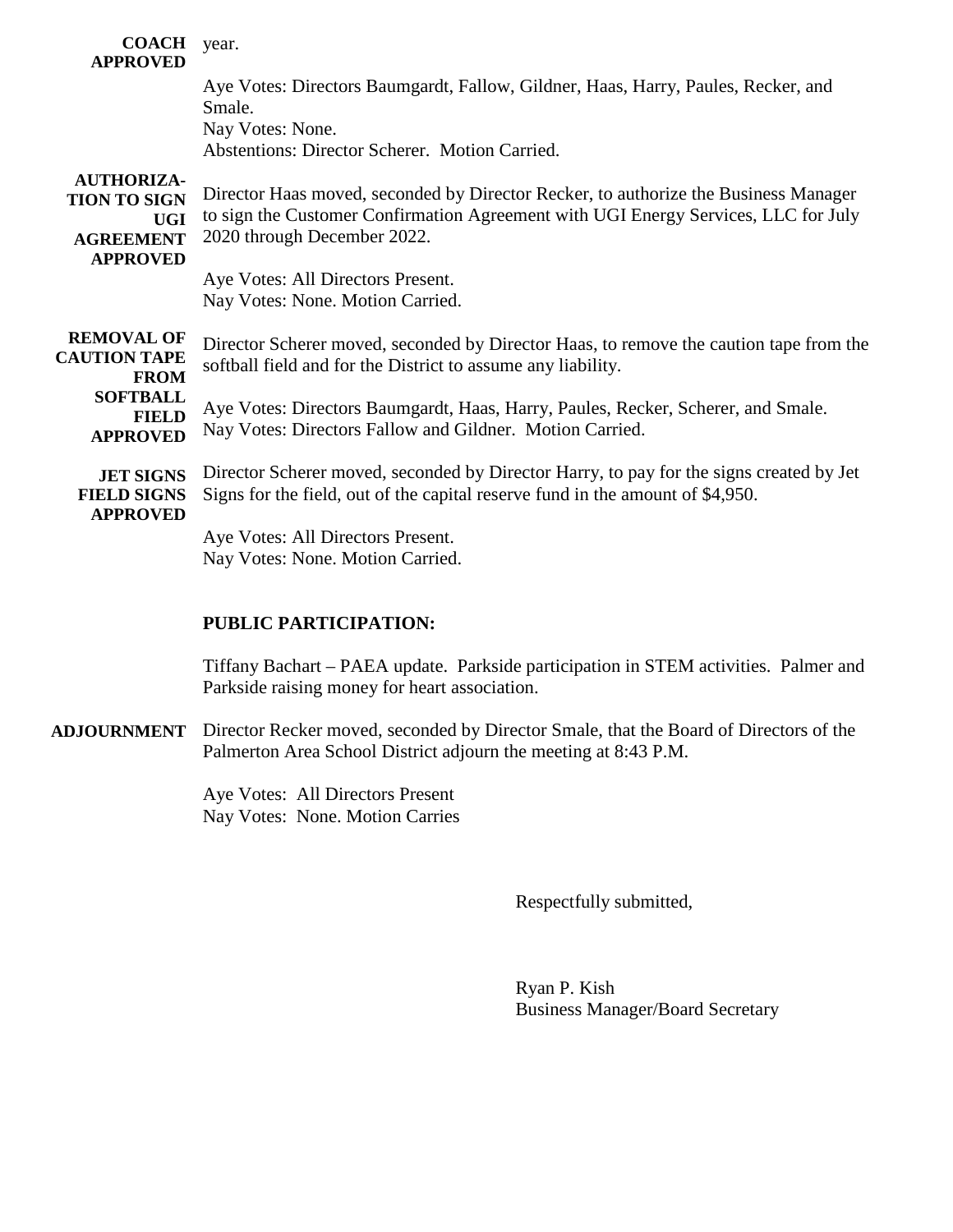**COACH APPROVED**

year.

Aye Votes: Directors Baumgardt, Fallow, Gildner, Haas, Harry, Paules, Recker, and Smale.
Nay Votes: None.
Abstentions: Director Scherer. Motion Carried.

**AUTHORIZATION TO SIGN UGI AGREEMENT APPROVED**

Director Haas moved, seconded by Director Recker, to authorize the Business Manager to sign the Customer Confirmation Agreement with UGI Energy Services, LLC for July 2020 through December 2022.

Aye Votes: All Directors Present.
Nay Votes: None. Motion Carried.

**REMOVAL OF CAUTION TAPE FROM SOFTBALL FIELD APPROVED**

Director Scherer moved, seconded by Director Haas, to remove the caution tape from the softball field and for the District to assume any liability.

Aye Votes: Directors Baumgardt, Haas, Harry, Paules, Recker, Scherer, and Smale.
Nay Votes: Directors Fallow and Gildner. Motion Carried.

**JET SIGNS FIELD SIGNS APPROVED**

Director Scherer moved, seconded by Director Harry, to pay for the signs created by Jet Signs for the field, out of the capital reserve fund in the amount of $4,950.

Aye Votes: All Directors Present.
Nay Votes: None. Motion Carried.

**PUBLIC PARTICIPATION:**

Tiffany Bachart – PAEA update. Parkside participation in STEM activities. Palmer and Parkside raising money for heart association.

**ADJOURNMENT**

Director Recker moved, seconded by Director Smale, that the Board of Directors of the Palmerton Area School District adjourn the meeting at 8:43 P.M.

Aye Votes: All Directors Present
Nay Votes: None. Motion Carries

Respectfully submitted,

Ryan P. Kish
Business Manager/Board Secretary